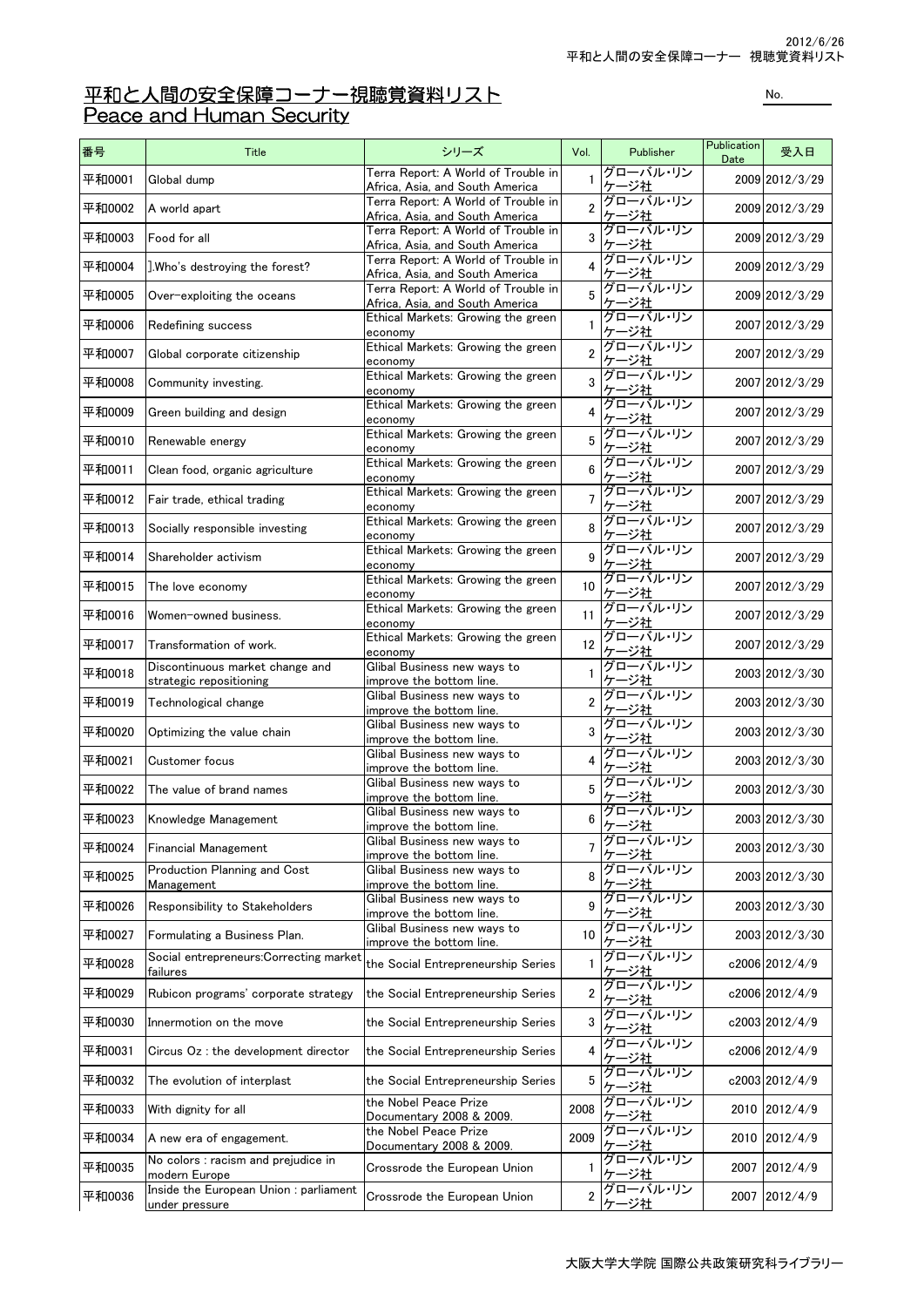# 平和と人間の安全保障コーナー視聴覚資料リスト
# Peace and Human Security

No.

| 番号 | Title | シリーズ | Vol. | Publisher | Publication Date | 受入日 |
|---|---|---|---|---|---|---|
| 平和0001 | Global dump | Terra Report: A World of Trouble in Africa, Asia, and South America | 1 | グローバル・リンケージ社 | 2009 | 2012/3/29 |
| 平和0002 | A world apart | Terra Report: A World of Trouble in Africa, Asia, and South America | 2 | グローバル・リンケージ社 | 2009 | 2012/3/29 |
| 平和0003 | Food for all | Terra Report: A World of Trouble in Africa, Asia, and South America | 3 | グローバル・リンケージ社 | 2009 | 2012/3/29 |
| 平和0004 | ].Who's destroying the forest? | Terra Report: A World of Trouble in Africa, Asia, and South America | 4 | グローバル・リンケージ社 | 2009 | 2012/3/29 |
| 平和0005 | Over-exploiting the oceans | Terra Report: A World of Trouble in Africa, Asia, and South America | 5 | グローバル・リンケージ社 | 2009 | 2012/3/29 |
| 平和0006 | Redefining success | Ethical Markets: Growing the green economy | 1 | グローバル・リンケージ社 | 2007 | 2012/3/29 |
| 平和0007 | Global corporate citizenship | Ethical Markets: Growing the green economy | 2 | グローバル・リンケージ社 | 2007 | 2012/3/29 |
| 平和0008 | Community investing. | Ethical Markets: Growing the green economy | 3 | グローバル・リンケージ社 | 2007 | 2012/3/29 |
| 平和0009 | Green building and design | Ethical Markets: Growing the green economy | 4 | グローバル・リンケージ社 | 2007 | 2012/3/29 |
| 平和0010 | Renewable energy | Ethical Markets: Growing the green economy | 5 | グローバル・リンケージ社 | 2007 | 2012/3/29 |
| 平和0011 | Clean food, organic agriculture | Ethical Markets: Growing the green economy | 6 | グローバル・リンケージ社 | 2007 | 2012/3/29 |
| 平和0012 | Fair trade, ethical trading | Ethical Markets: Growing the green economy | 7 | グローバル・リンケージ社 | 2007 | 2012/3/29 |
| 平和0013 | Socially responsible investing | Ethical Markets: Growing the green economy | 8 | グローバル・リンケージ社 | 2007 | 2012/3/29 |
| 平和0014 | Shareholder activism | Ethical Markets: Growing the green economy | 9 | グローバル・リンケージ社 | 2007 | 2012/3/29 |
| 平和0015 | The love economy | Ethical Markets: Growing the green economy | 10 | グローバル・リンケージ社 | 2007 | 2012/3/29 |
| 平和0016 | Women-owned business. | Ethical Markets: Growing the green economy | 11 | グローバル・リンケージ社 | 2007 | 2012/3/29 |
| 平和0017 | Transformation of work. | Ethical Markets: Growing the green economy | 12 | グローバル・リンケージ社 | 2007 | 2012/3/29 |
| 平和0018 | Discontinuous market change and strategic repositioning | Glibal Business new ways to improve the bottom line. | 1 | グローバル・リンケージ社 | 2003 | 2012/3/30 |
| 平和0019 | Technological change | Glibal Business new ways to improve the bottom line. | 2 | グローバル・リンケージ社 | 2003 | 2012/3/30 |
| 平和0020 | Optimizing the value chain | Glibal Business new ways to improve the bottom line. | 3 | グローバル・リンケージ社 | 2003 | 2012/3/30 |
| 平和0021 | Customer focus | Glibal Business new ways to improve the bottom line. | 4 | グローバル・リンケージ社 | 2003 | 2012/3/30 |
| 平和0022 | The value of brand names | Glibal Business new ways to improve the bottom line. | 5 | グローバル・リンケージ社 | 2003 | 2012/3/30 |
| 平和0023 | Knowledge Management | Glibal Business new ways to improve the bottom line. | 6 | グローバル・リンケージ社 | 2003 | 2012/3/30 |
| 平和0024 | Financial Management | Glibal Business new ways to improve the bottom line. | 7 | グローバル・リンケージ社 | 2003 | 2012/3/30 |
| 平和0025 | Production Planning and Cost Management | Glibal Business new ways to improve the bottom line. | 8 | グローバル・リンケージ社 | 2003 | 2012/3/30 |
| 平和0026 | Responsibility to Stakeholders | Glibal Business new ways to improve the bottom line. | 9 | グローバル・リンケージ社 | 2003 | 2012/3/30 |
| 平和0027 | Formulating a Business Plan. | Glibal Business new ways to improve the bottom line. | 10 | グローバル・リンケージ社 | 2003 | 2012/3/30 |
| 平和0028 | Social entrepreneurs:Correcting market failures | the Social Entrepreneurship Series | 1 | グローバル・リンケージ社 | c2006 | 2012/4/9 |
| 平和0029 | Rubicon programs' corporate strategy | the Social Entrepreneurship Series | 2 | グローバル・リンケージ社 | c2006 | 2012/4/9 |
| 平和0030 | Innermotion on the move | the Social Entrepreneurship Series | 3 | グローバル・リンケージ社 | c2003 | 2012/4/9 |
| 平和0031 | Circus Oz : the development director | the Social Entrepreneurship Series | 4 | グローバル・リンケージ社 | c2006 | 2012/4/9 |
| 平和0032 | The evolution of interplast | the Social Entrepreneurship Series | 5 | グローバル・リンケージ社 | c2003 | 2012/4/9 |
| 平和0033 | With dignity for all | the Nobel Peace Prize Documentary 2008 & 2009. | 2008 | グローバル・リンケージ社 | 2010 | 2012/4/9 |
| 平和0034 | A new era of engagement. | the Nobel Peace Prize Documentary 2008 & 2009. | 2009 | グローバル・リンケージ社 | 2010 | 2012/4/9 |
| 平和0035 | No colors : racism and prejudice in modern Europe | Crossrode the European Union | 1 | グローバル・リンケージ社 | 2007 | 2012/4/9 |
| 平和0036 | Inside the European Union : parliament under pressure | Crossrode the European Union | 2 | グローバル・リンケージ社 | 2007 | 2012/4/9 |

大阪大学大学院 国際公共政策研究科ライブラリー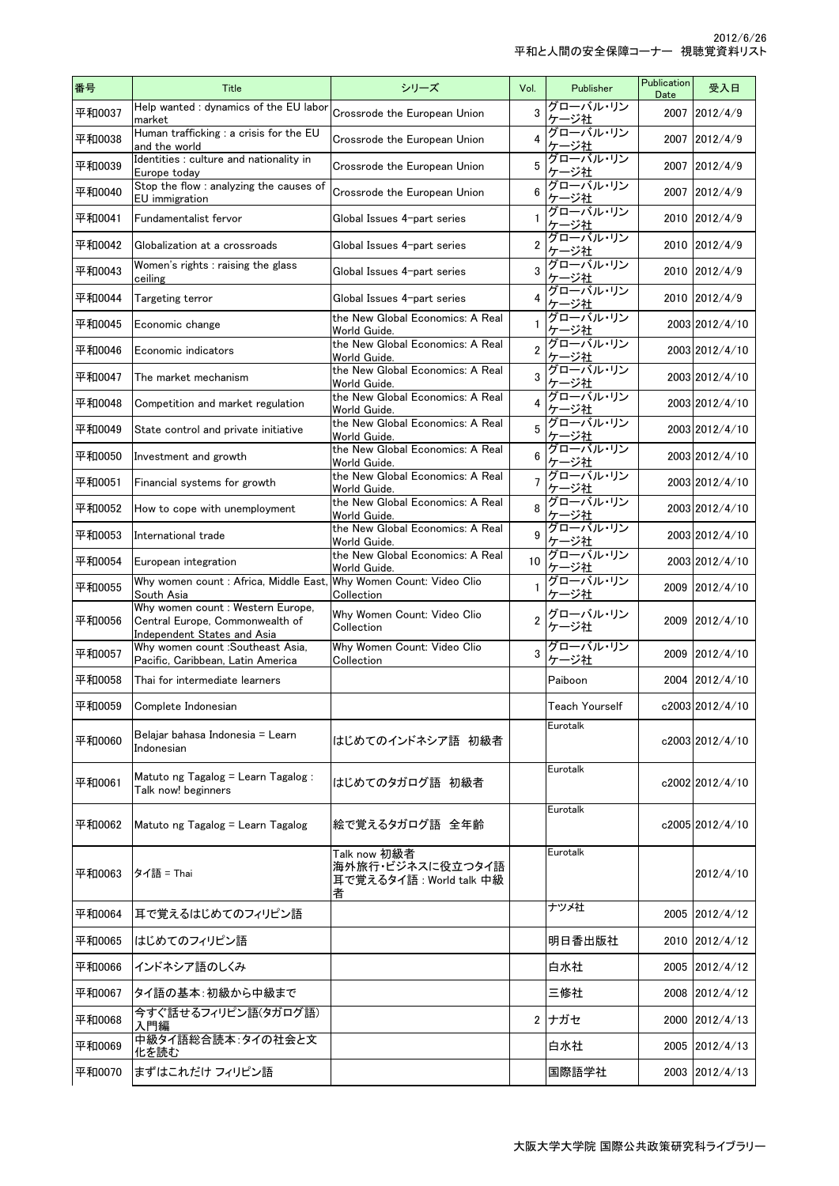| 番号 | Title | シリーズ | Vol. | Publisher | Publication Date | 受入日 |
| --- | --- | --- | --- | --- | --- | --- |
| 平和0037 | Help wanted : dynamics of the EU labor market | Crossrode the European Union | 3 | グローバル・リンケージ社 | 2007 | 2012/4/9 |
| 平和0038 | Human trafficking : a crisis for the EU and the world | Crossrode the European Union | 4 | グローバル・リンケージ社 | 2007 | 2012/4/9 |
| 平和0039 | Identities : culture and nationality in Europe today | Crossrode the European Union | 5 | グローバル・リンケージ社 | 2007 | 2012/4/9 |
| 平和0040 | Stop the flow : analyzing the causes of EU immigration | Crossrode the European Union | 6 | グローバル・リンケージ社 | 2007 | 2012/4/9 |
| 平和0041 | Fundamentalist fervor | Global Issues 4-part series | 1 | グローバル・リンケージ社 | 2010 | 2012/4/9 |
| 平和0042 | Globalization at a crossroads | Global Issues 4-part series | 2 | グローバル・リンケージ社 | 2010 | 2012/4/9 |
| 平和0043 | Women's rights : raising the glass ceiling | Global Issues 4-part series | 3 | グローバル・リンケージ社 | 2010 | 2012/4/9 |
| 平和0044 | Targeting terror | Global Issues 4-part series | 4 | グローバル・リンケージ社 | 2010 | 2012/4/9 |
| 平和0045 | Economic change | the New Global Economics: A Real World Guide. | 1 | グローバル・リンケージ社 | 2003 | 2012/4/10 |
| 平和0046 | Economic indicators | the New Global Economics: A Real World Guide. | 2 | グローバル・リンケージ社 | 2003 | 2012/4/10 |
| 平和0047 | The market mechanism | the New Global Economics: A Real World Guide. | 3 | グローバル・リンケージ社 | 2003 | 2012/4/10 |
| 平和0048 | Competition and market regulation | the New Global Economics: A Real World Guide. | 4 | グローバル・リンケージ社 | 2003 | 2012/4/10 |
| 平和0049 | State control and private initiative | the New Global Economics: A Real World Guide. | 5 | グローバル・リンケージ社 | 2003 | 2012/4/10 |
| 平和0050 | Investment and growth | the New Global Economics: A Real World Guide. | 6 | グローバル・リンケージ社 | 2003 | 2012/4/10 |
| 平和0051 | Financial systems for growth | the New Global Economics: A Real World Guide. | 7 | グローバル・リンケージ社 | 2003 | 2012/4/10 |
| 平和0052 | How to cope with unemployment | the New Global Economics: A Real World Guide. | 8 | グローバル・リンケージ社 | 2003 | 2012/4/10 |
| 平和0053 | International trade | the New Global Economics: A Real World Guide. | 9 | グローバル・リンケージ社 | 2003 | 2012/4/10 |
| 平和0054 | European integration | the New Global Economics: A Real World Guide. | 10 | グローバル・リンケージ社 | 2003 | 2012/4/10 |
| 平和0055 | Why women count : Africa, Middle East, South Asia | Why Women Count: Video Clio Collection | 1 | グローバル・リンケージ社 | 2009 | 2012/4/10 |
| 平和0056 | Why women count : Western Europe, Central Europe, Commonwealth of Independent States and Asia | Why Women Count: Video Clio Collection | 2 | グローバル・リンケージ社 | 2009 | 2012/4/10 |
| 平和0057 | Why women count :Southeast Asia, Pacific, Caribbean, Latin America | Why Women Count: Video Clio Collection | 3 | グローバル・リンケージ社 | 2009 | 2012/4/10 |
| 平和0058 | Thai for intermediate learners | | | Paiboon | 2004 | 2012/4/10 |
| 平和0059 | Complete Indonesian | | | Teach Yourself | c2003 | 2012/4/10 |
| 平和0060 | Belajar bahasa Indonesia = Learn Indonesian | はじめてのインドネシア語 初級者 | | Eurotalk | c2003 | 2012/4/10 |
| 平和0061 | Matuto ng Tagalog = Learn Tagalog : Talk now! beginners | はじめてのタガログ語 初級者 | | Eurotalk | c2002 | 2012/4/10 |
| 平和0062 | Matuto ng Tagalog = Learn Tagalog | 絵で覚えるタガログ語 全年齢 | | Eurotalk | c2005 | 2012/4/10 |
| 平和0063 | タイ語 = Thai | Talk now 初級者 海外旅行・ビジネスに役立つタイ語 耳で覚えるタイ語 : World talk 中級者 | | Eurotalk | | 2012/4/10 |
| 平和0064 | 耳で覚えるはじめてのフィリピン語 | | | ナツメ社 | 2005 | 2012/4/12 |
| 平和0065 | はじめてのフィリピン語 | | | 明日香出版社 | 2010 | 2012/4/12 |
| 平和0066 | インドネシア語のしくみ | | | 白水社 | 2005 | 2012/4/12 |
| 平和0067 | タイ語の基本:初級から中級まで | | | 三修社 | 2008 | 2012/4/12 |
| 平和0068 | 今すぐ話せるフィリピン語(タガログ語) 入門編 | | 2 | ナガセ | 2000 | 2012/4/13 |
| 平和0069 | 中級タイ語総合読本:タイの社会と文化を読む | | | 白水社 | 2005 | 2012/4/13 |
| 平和0070 | まずはこれだけ フィリピン語 | | | 国際語学社 | 2003 | 2012/4/13 |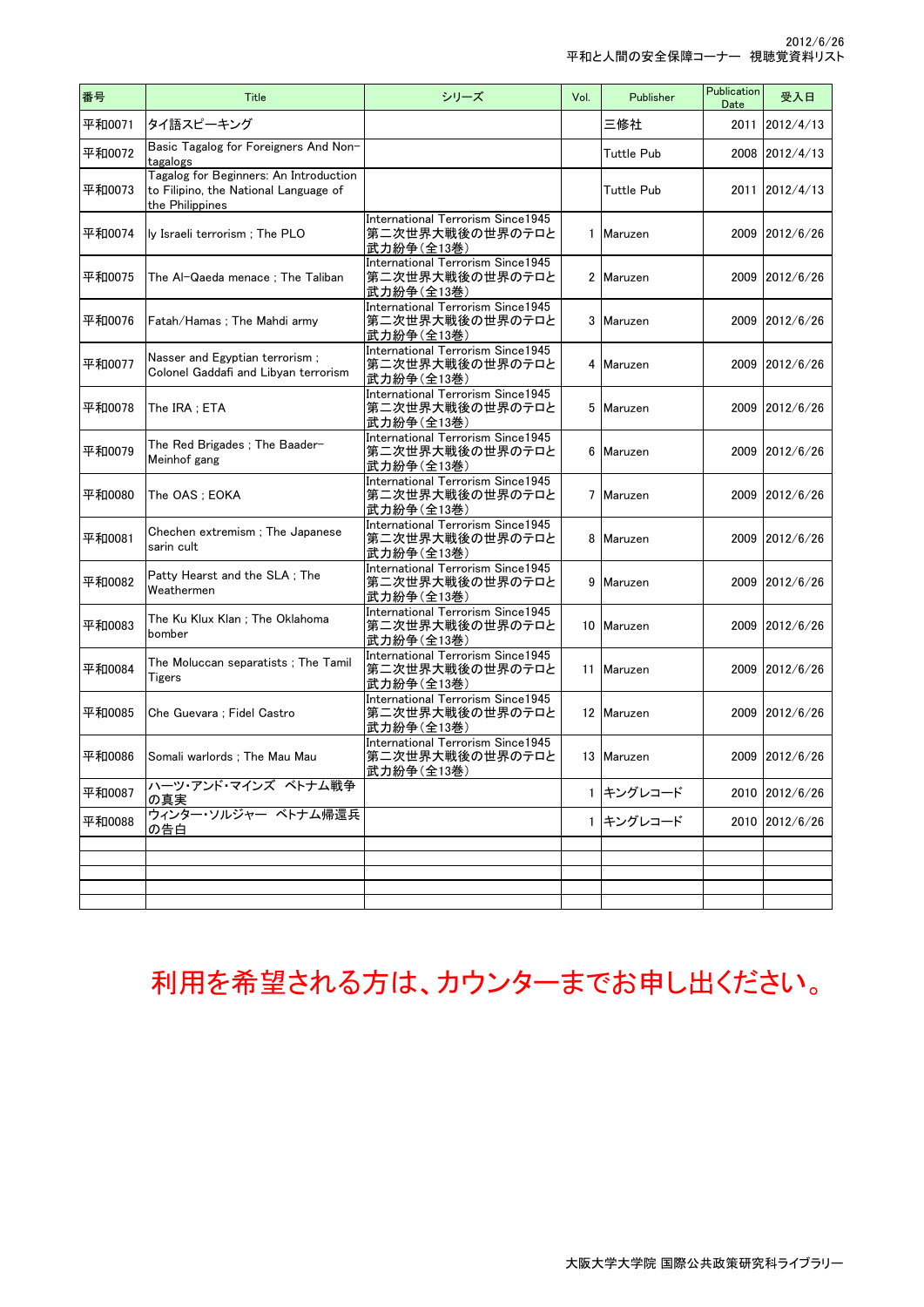2012/6/26
平和と人間の安全保障コーナー　視聴覚資料リスト

| 番号 | Title | シリーズ | Vol. | Publisher | Publication Date | 受入日 |
|---|---|---|---|---|---|---|
| 平和0071 | タイ語スピーキング | | | 三修社 | 2011 | 2012/4/13 |
| 平和0072 | Basic Tagalog for Foreigners And Non-tagalogs | | | Tuttle Pub | 2008 | 2012/4/13 |
| 平和0073 | Tagalog for Beginners: An Introduction to Filipino, the National Language of the Philippines | | | Tuttle Pub | 2011 | 2012/4/13 |
| 平和0074 | ly Israeli terrorism ; The PLO | International Terrorism Since1945 第二次世界大戦後の世界のテロと武力紛争(全13巻) | 1 | Maruzen | 2009 | 2012/6/26 |
| 平和0075 | The Al-Qaeda menace ; The Taliban | International Terrorism Since1945 第二次世界大戦後の世界のテロと武力紛争(全13巻) | 2 | Maruzen | 2009 | 2012/6/26 |
| 平和0076 | Fatah/Hamas ; The Mahdi army | International Terrorism Since1945 第二次世界大戦後の世界のテロと武力紛争(全13巻) | 3 | Maruzen | 2009 | 2012/6/26 |
| 平和0077 | Nasser and Egyptian terrorism ; Colonel Gaddafi and Libyan terrorism | International Terrorism Since1945 第二次世界大戦後の世界のテロと武力紛争(全13巻) | 4 | Maruzen | 2009 | 2012/6/26 |
| 平和0078 | The IRA ; ETA | International Terrorism Since1945 第二次世界大戦後の世界のテロと武力紛争(全13巻) | 5 | Maruzen | 2009 | 2012/6/26 |
| 平和0079 | The Red Brigades ; The Baader-Meinhof gang | International Terrorism Since1945 第二次世界大戦後の世界のテロと武力紛争(全13巻) | 6 | Maruzen | 2009 | 2012/6/26 |
| 平和0080 | The OAS ; EOKA | International Terrorism Since1945 第二次世界大戦後の世界のテロと武力紛争(全13巻) | 7 | Maruzen | 2009 | 2012/6/26 |
| 平和0081 | Chechen extremism ; The Japanese sarin cult | International Terrorism Since1945 第二次世界大戦後の世界のテロと武力紛争(全13巻) | 8 | Maruzen | 2009 | 2012/6/26 |
| 平和0082 | Patty Hearst and the SLA ; The Weathermen | International Terrorism Since1945 第二次世界大戦後の世界のテロと武力紛争(全13巻) | 9 | Maruzen | 2009 | 2012/6/26 |
| 平和0083 | The Ku Klux Klan ; The Oklahoma bomber | International Terrorism Since1945 第二次世界大戦後の世界のテロと武力紛争(全13巻) | 10 | Maruzen | 2009 | 2012/6/26 |
| 平和0084 | The Moluccan separatists ; The Tamil Tigers | International Terrorism Since1945 第二次世界大戦後の世界のテロと武力紛争(全13巻) | 11 | Maruzen | 2009 | 2012/6/26 |
| 平和0085 | Che Guevara ; Fidel Castro | International Terrorism Since1945 第二次世界大戦後の世界のテロと武力紛争(全13巻) | 12 | Maruzen | 2009 | 2012/6/26 |
| 平和0086 | Somali warlords ; The Mau Mau | International Terrorism Since1945 第二次世界大戦後の世界のテロと武力紛争(全13巻) | 13 | Maruzen | 2009 | 2012/6/26 |
| 平和0087 | ハーツ・アンド・マインズ　ベトナム戦争の真実 | | 1 | キングレコード | 2010 | 2012/6/26 |
| 平和0088 | ウィンター・ソルジャー　ベトナム帰還兵の告白 | | 1 | キングレコード | 2010 | 2012/6/26 |
| | | | | | | |
| | | | | | | |
| | | | | | | |
| | | | | | | |
| | | | | | | |

利用を希望される方は、カウンターまでお申し出ください。

大阪大学大学院 国際公共政策研究科ライブラリー